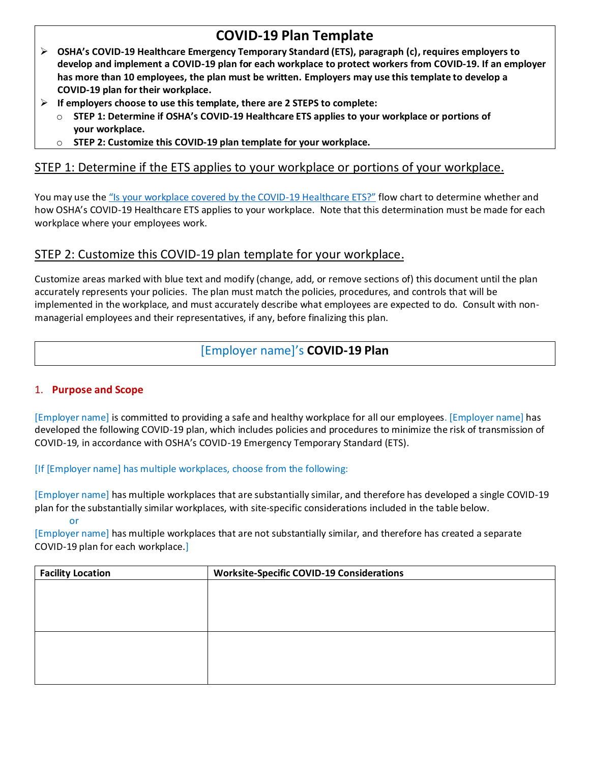# COVID-19 Plan Template

- **OSHA's COVID-19 Healthcare Emergency Temporary Standard (ETS), paragraph (c), requires employers to develop and implement a COVID-19 plan for each workplace to protect workers from COVID-19. If an employer has more than 10 employees, the plan must be written. Employers may use this template to develop a COVID-19 plan for their workplace.**
- **If employers choose to use this template, there are 2 STEPS to complete:**
  - **STEP 1: Determine if OSHA's COVID-19 Healthcare ETS applies to your workplace or portions of your workplace.**
  - **STEP 2: Customize this COVID-19 plan template for your workplace.**

## STEP 1: Determine if the ETS applies to your workplace or portions of your workplace.

You may use the "Is your workplace covered by the COVID-19 Healthcare ETS?" flow chart to determine whether and how OSHA's COVID-19 Healthcare ETS applies to your workplace. Note that this determination must be made for each workplace where your employees work.

## STEP 2: Customize this COVID-19 plan template for your workplace.

Customize areas marked with blue text and modify (change, add, or remove sections of) this document until the plan accurately represents your policies. The plan must match the policies, procedures, and controls that will be implemented in the workplace, and must accurately describe what employees are expected to do. Consult with non-managerial employees and their representatives, if any, before finalizing this plan.

# [Employer name]'s **COVID-19 Plan**

## 1. Purpose and Scope

[Employer name] is committed to providing a safe and healthy workplace for all our employees. [Employer name] has developed the following COVID-19 plan, which includes policies and procedures to minimize the risk of transmission of COVID-19, in accordance with OSHA's COVID-19 Emergency Temporary Standard (ETS).

[If [Employer name] has multiple workplaces, choose from the following:

[Employer name] has multiple workplaces that are substantially similar, and therefore has developed a single COVID-19 plan for the substantially similar workplaces, with site-specific considerations included in the table below.

or

[Employer name] has multiple workplaces that are not substantially similar, and therefore has created a separate COVID-19 plan for each workplace.]

| Facility Location | Worksite-Specific COVID-19 Considerations |
| --- | --- |
| | |
| | |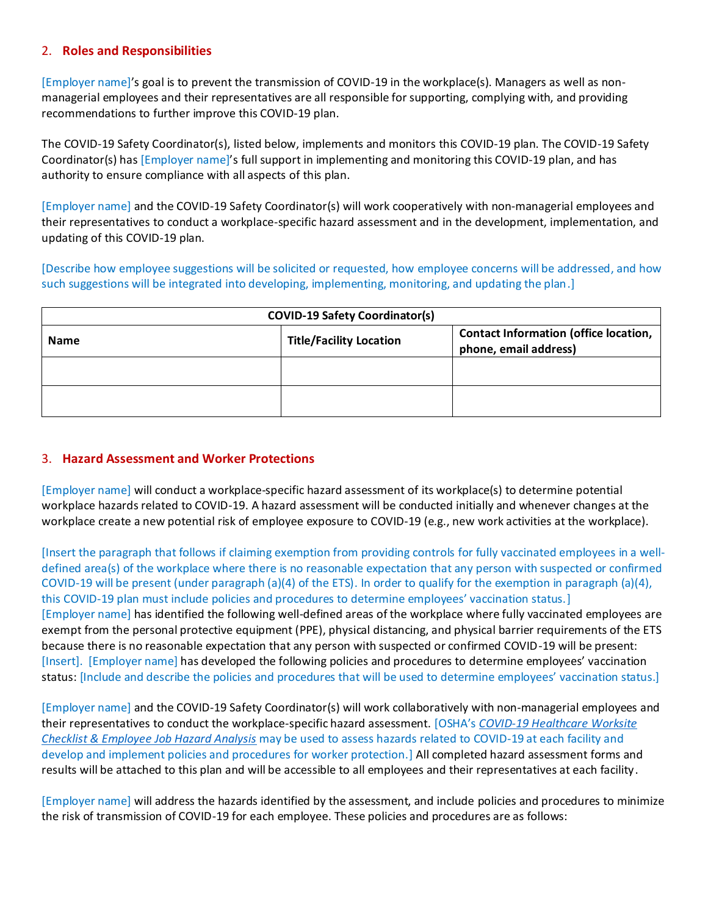## 2. Roles and Responsibilities

[Employer name]'s goal is to prevent the transmission of COVID-19 in the workplace(s). Managers as well as non-managerial employees and their representatives are all responsible for supporting, complying with, and providing recommendations to further improve this COVID-19 plan.

The COVID-19 Safety Coordinator(s), listed below, implements and monitors this COVID-19 plan. The COVID-19 Safety Coordinator(s) has [Employer name]'s full support in implementing and monitoring this COVID-19 plan, and has authority to ensure compliance with all aspects of this plan.

[Employer name] and the COVID-19 Safety Coordinator(s) will work cooperatively with non-managerial employees and their representatives to conduct a workplace-specific hazard assessment and in the development, implementation, and updating of this COVID-19 plan.

[Describe how employee suggestions will be solicited or requested, how employee concerns will be addressed, and how such suggestions will be integrated into developing, implementing, monitoring, and updating the plan.]

| COVID-19 Safety Coordinator(s) | | |
|---|---|---|
| **Name** | **Title/Facility Location** | **Contact Information (office location, phone, email address)** |
| | | |
| | | |

## 3. Hazard Assessment and Worker Protections

[Employer name] will conduct a workplace-specific hazard assessment of its workplace(s) to determine potential workplace hazards related to COVID-19. A hazard assessment will be conducted initially and whenever changes at the workplace create a new potential risk of employee exposure to COVID-19 (e.g., new work activities at the workplace).

[Insert the paragraph that follows if claiming exemption from providing controls for fully vaccinated employees in a well-defined area(s) of the workplace where there is no reasonable expectation that any person with suspected or confirmed COVID-19 will be present (under paragraph (a)(4) of the ETS). In order to qualify for the exemption in paragraph (a)(4), this COVID-19 plan must include policies and procedures to determine employees' vaccination status.]
[Employer name] has identified the following well-defined areas of the workplace where fully vaccinated employees are exempt from the personal protective equipment (PPE), physical distancing, and physical barrier requirements of the ETS because there is no reasonable expectation that any person with suspected or confirmed COVID-19 will be present: [Insert]. [Employer name] has developed the following policies and procedures to determine employees' vaccination status: [Include and describe the policies and procedures that will be used to determine employees' vaccination status.]

[Employer name] and the COVID-19 Safety Coordinator(s) will work collaboratively with non-managerial employees and their representatives to conduct the workplace-specific hazard assessment. [OSHA's *COVID-19 Healthcare Worksite Checklist & Employee Job Hazard Analysis* may be used to assess hazards related to COVID-19 at each facility and develop and implement policies and procedures for worker protection.] All completed hazard assessment forms and results will be attached to this plan and will be accessible to all employees and their representatives at each facility.

[Employer name] will address the hazards identified by the assessment, and include policies and procedures to minimize the risk of transmission of COVID-19 for each employee. These policies and procedures are as follows: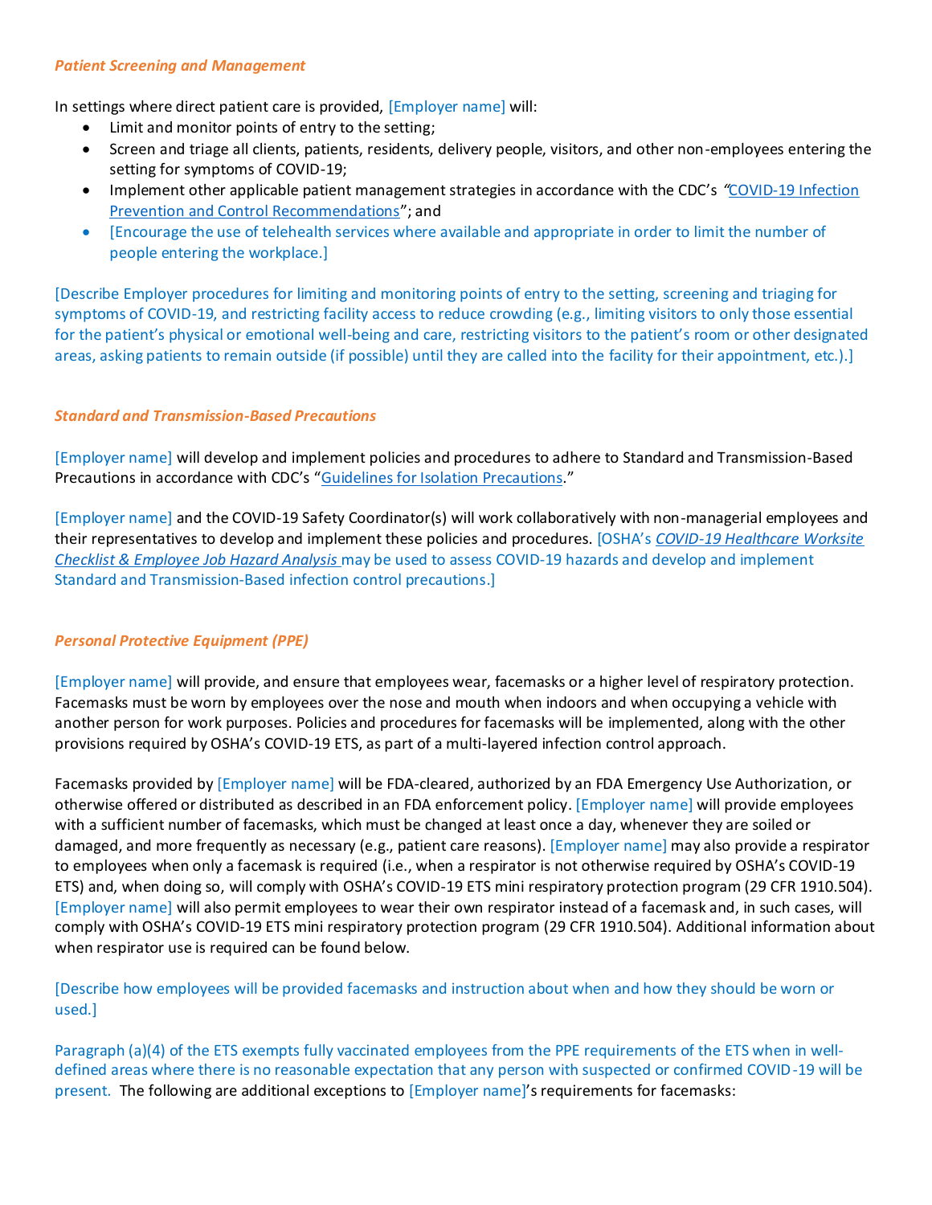***Patient Screening and Management***

In settings where direct patient care is provided, [Employer name] will:

- Limit and monitor points of entry to the setting;
- Screen and triage all clients, patients, residents, delivery people, visitors, and other non-employees entering the setting for symptoms of COVID-19;
- Implement other applicable patient management strategies in accordance with the CDC's "COVID-19 Infection Prevention and Control Recommendations"; and
- [Encourage the use of telehealth services where available and appropriate in order to limit the number of people entering the workplace.]

[Describe Employer procedures for limiting and monitoring points of entry to the setting, screening and triaging for symptoms of COVID-19, and restricting facility access to reduce crowding (e.g., limiting visitors to only those essential for the patient's physical or emotional well-being and care, restricting visitors to the patient's room or other designated areas, asking patients to remain outside (if possible) until they are called into the facility for their appointment, etc.).]

***Standard and Transmission-Based Precautions***

[Employer name] will develop and implement policies and procedures to adhere to Standard and Transmission-Based Precautions in accordance with CDC's "Guidelines for Isolation Precautions."

[Employer name] and the COVID-19 Safety Coordinator(s) will work collaboratively with non-managerial employees and their representatives to develop and implement these policies and procedures. [OSHA's *COVID-19 Healthcare Worksite Checklist & Employee Job Hazard Analysis* may be used to assess COVID-19 hazards and develop and implement Standard and Transmission-Based infection control precautions.]

***Personal Protective Equipment (PPE)***

[Employer name] will provide, and ensure that employees wear, facemasks or a higher level of respiratory protection. Facemasks must be worn by employees over the nose and mouth when indoors and when occupying a vehicle with another person for work purposes. Policies and procedures for facemasks will be implemented, along with the other provisions required by OSHA's COVID-19 ETS, as part of a multi-layered infection control approach.

Facemasks provided by [Employer name] will be FDA-cleared, authorized by an FDA Emergency Use Authorization, or otherwise offered or distributed as described in an FDA enforcement policy. [Employer name] will provide employees with a sufficient number of facemasks, which must be changed at least once a day, whenever they are soiled or damaged, and more frequently as necessary (e.g., patient care reasons). [Employer name] may also provide a respirator to employees when only a facemask is required (i.e., when a respirator is not otherwise required by OSHA's COVID-19 ETS) and, when doing so, will comply with OSHA's COVID-19 ETS mini respiratory protection program (29 CFR 1910.504). [Employer name] will also permit employees to wear their own respirator instead of a facemask and, in such cases, will comply with OSHA's COVID-19 ETS mini respiratory protection program (29 CFR 1910.504). Additional information about when respirator use is required can be found below.

[Describe how employees will be provided facemasks and instruction about when and how they should be worn or used.]

Paragraph (a)(4) of the ETS exempts fully vaccinated employees from the PPE requirements of the ETS when in well-defined areas where there is no reasonable expectation that any person with suspected or confirmed COVID-19 will be present. The following are additional exceptions to [Employer name]'s requirements for facemasks: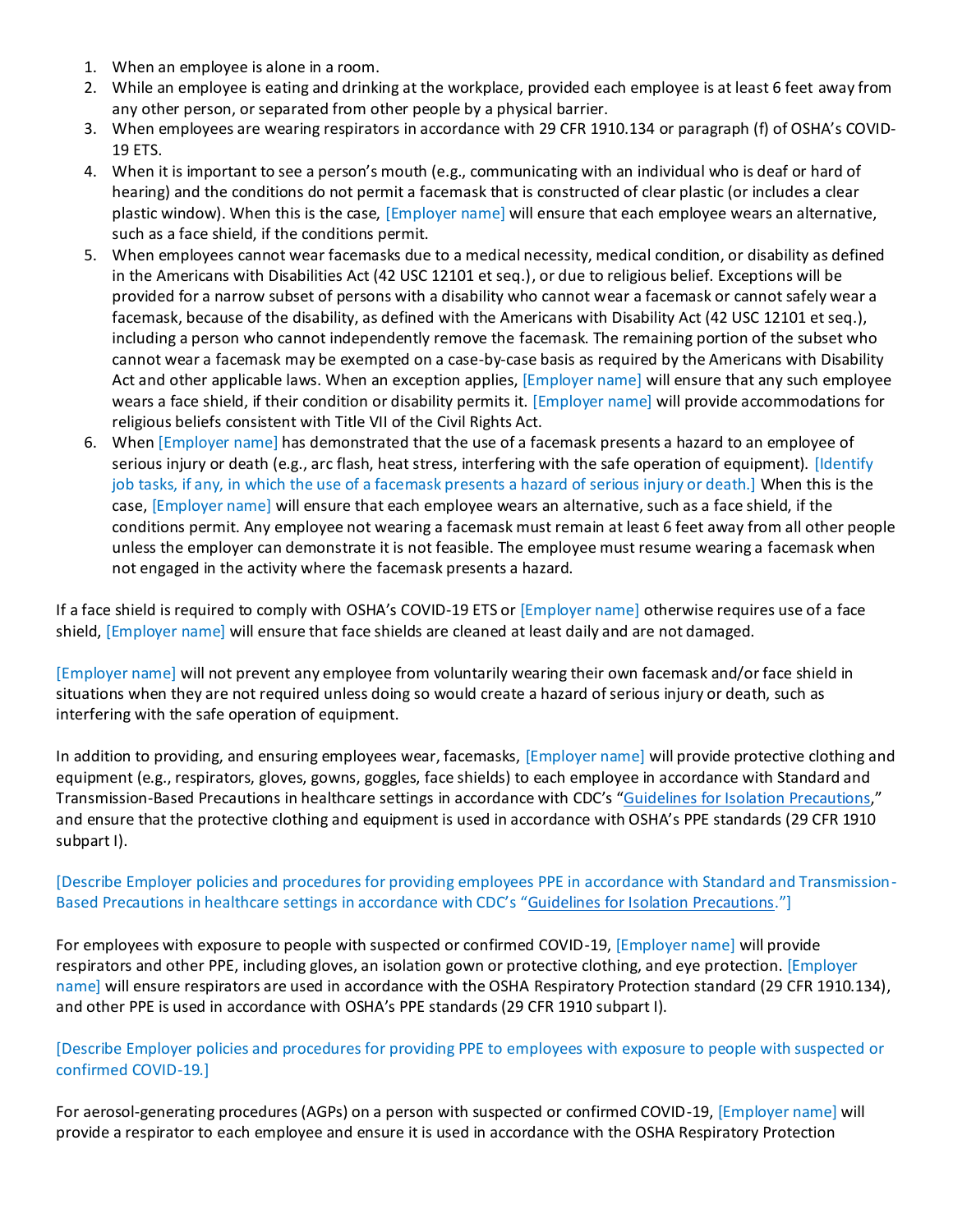1. When an employee is alone in a room.
2. While an employee is eating and drinking at the workplace, provided each employee is at least 6 feet away from any other person, or separated from other people by a physical barrier.
3. When employees are wearing respirators in accordance with 29 CFR 1910.134 or paragraph (f) of OSHA's COVID-19 ETS.
4. When it is important to see a person's mouth (e.g., communicating with an individual who is deaf or hard of hearing) and the conditions do not permit a facemask that is constructed of clear plastic (or includes a clear plastic window). When this is the case, [Employer name] will ensure that each employee wears an alternative, such as a face shield, if the conditions permit.
5. When employees cannot wear facemasks due to a medical necessity, medical condition, or disability as defined in the Americans with Disabilities Act (42 USC 12101 et seq.), or due to religious belief. Exceptions will be provided for a narrow subset of persons with a disability who cannot wear a facemask or cannot safely wear a facemask, because of the disability, as defined with the Americans with Disability Act (42 USC 12101 et seq.), including a person who cannot independently remove the facemask. The remaining portion of the subset who cannot wear a facemask may be exempted on a case-by-case basis as required by the Americans with Disability Act and other applicable laws. When an exception applies, [Employer name] will ensure that any such employee wears a face shield, if their condition or disability permits it. [Employer name] will provide accommodations for religious beliefs consistent with Title VII of the Civil Rights Act.
6. When [Employer name] has demonstrated that the use of a facemask presents a hazard to an employee of serious injury or death (e.g., arc flash, heat stress, interfering with the safe operation of equipment). [Identify job tasks, if any, in which the use of a facemask presents a hazard of serious injury or death.] When this is the case, [Employer name] will ensure that each employee wears an alternative, such as a face shield, if the conditions permit. Any employee not wearing a facemask must remain at least 6 feet away from all other people unless the employer can demonstrate it is not feasible. The employee must resume wearing a facemask when not engaged in the activity where the facemask presents a hazard.

If a face shield is required to comply with OSHA's COVID-19 ETS or [Employer name] otherwise requires use of a face shield, [Employer name] will ensure that face shields are cleaned at least daily and are not damaged.

[Employer name] will not prevent any employee from voluntarily wearing their own facemask and/or face shield in situations when they are not required unless doing so would create a hazard of serious injury or death, such as interfering with the safe operation of equipment.

In addition to providing, and ensuring employees wear, facemasks, [Employer name] will provide protective clothing and equipment (e.g., respirators, gloves, gowns, goggles, face shields) to each employee in accordance with Standard and Transmission-Based Precautions in healthcare settings in accordance with CDC's "Guidelines for Isolation Precautions," and ensure that the protective clothing and equipment is used in accordance with OSHA's PPE standards (29 CFR 1910 subpart I).

[Describe Employer policies and procedures for providing employees PPE in accordance with Standard and Transmission-Based Precautions in healthcare settings in accordance with CDC's "Guidelines for Isolation Precautions."]

For employees with exposure to people with suspected or confirmed COVID-19, [Employer name] will provide respirators and other PPE, including gloves, an isolation gown or protective clothing, and eye protection. [Employer name] will ensure respirators are used in accordance with the OSHA Respiratory Protection standard (29 CFR 1910.134), and other PPE is used in accordance with OSHA's PPE standards (29 CFR 1910 subpart I).

[Describe Employer policies and procedures for providing PPE to employees with exposure to people with suspected or confirmed COVID-19.]

For aerosol-generating procedures (AGPs) on a person with suspected or confirmed COVID-19, [Employer name] will provide a respirator to each employee and ensure it is used in accordance with the OSHA Respiratory Protection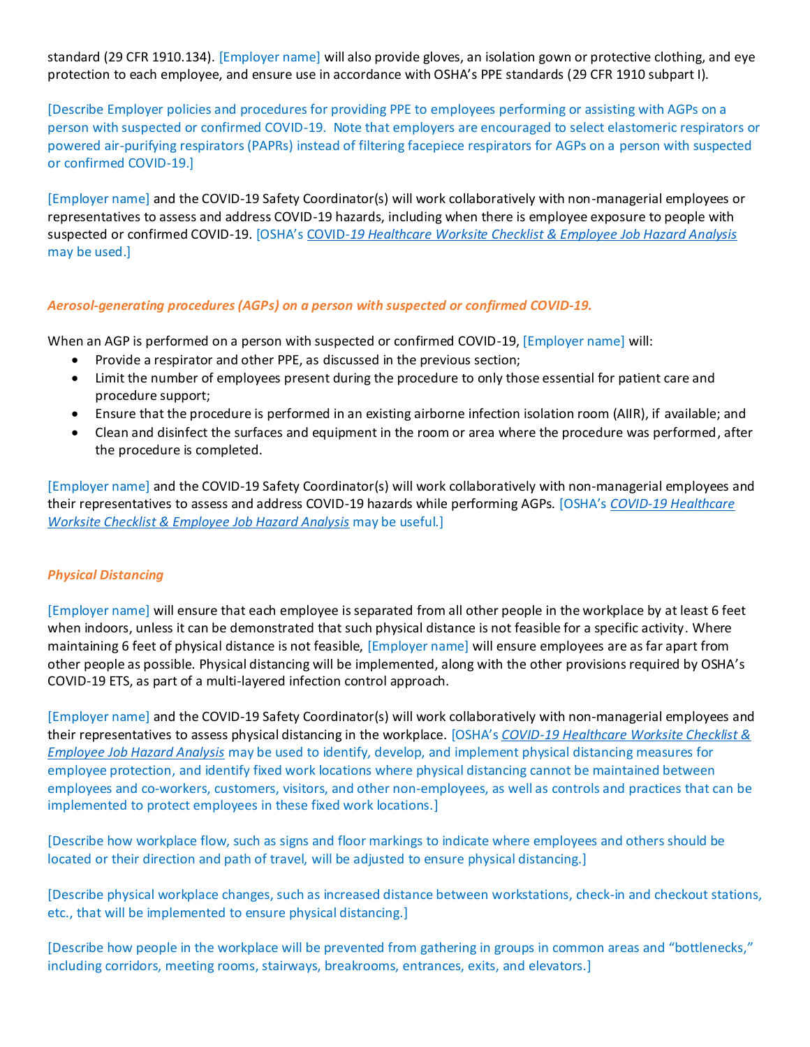standard (29 CFR 1910.134). [Employer name] will also provide gloves, an isolation gown or protective clothing, and eye protection to each employee, and ensure use in accordance with OSHA's PPE standards (29 CFR 1910 subpart I).

[Describe Employer policies and procedures for providing PPE to employees performing or assisting with AGPs on a person with suspected or confirmed COVID-19. Note that employers are encouraged to select elastomeric respirators or powered air-purifying respirators (PAPRs) instead of filtering facepiece respirators for AGPs on a person with suspected or confirmed COVID-19.]

[Employer name] and the COVID-19 Safety Coordinator(s) will work collaboratively with non-managerial employees or representatives to assess and address COVID-19 hazards, including when there is employee exposure to people with suspected or confirmed COVID-19. [OSHA's *COVID-19 Healthcare Worksite Checklist & Employee Job Hazard Analysis* may be used.]

***Aerosol-generating procedures (AGPs) on a person with suspected or confirmed COVID-19.***

When an AGP is performed on a person with suspected or confirmed COVID-19, [Employer name] will:

- Provide a respirator and other PPE, as discussed in the previous section;
- Limit the number of employees present during the procedure to only those essential for patient care and procedure support;
- Ensure that the procedure is performed in an existing airborne infection isolation room (AIIR), if available; and
- Clean and disinfect the surfaces and equipment in the room or area where the procedure was performed, after the procedure is completed.

[Employer name] and the COVID-19 Safety Coordinator(s) will work collaboratively with non-managerial employees and their representatives to assess and address COVID-19 hazards while performing AGPs. [OSHA's *COVID-19 Healthcare Worksite Checklist & Employee Job Hazard Analysis* may be useful.]

***Physical Distancing***

[Employer name] will ensure that each employee is separated from all other people in the workplace by at least 6 feet when indoors, unless it can be demonstrated that such physical distance is not feasible for a specific activity. Where maintaining 6 feet of physical distance is not feasible, [Employer name] will ensure employees are as far apart from other people as possible. Physical distancing will be implemented, along with the other provisions required by OSHA's COVID-19 ETS, as part of a multi-layered infection control approach.

[Employer name] and the COVID-19 Safety Coordinator(s) will work collaboratively with non-managerial employees and their representatives to assess physical distancing in the workplace. [OSHA's *COVID-19 Healthcare Worksite Checklist & Employee Job Hazard Analysis* may be used to identify, develop, and implement physical distancing measures for employee protection, and identify fixed work locations where physical distancing cannot be maintained between employees and co-workers, customers, visitors, and other non-employees, as well as controls and practices that can be implemented to protect employees in these fixed work locations.]

[Describe how workplace flow, such as signs and floor markings to indicate where employees and others should be located or their direction and path of travel, will be adjusted to ensure physical distancing.]

[Describe physical workplace changes, such as increased distance between workstations, check-in and checkout stations, etc., that will be implemented to ensure physical distancing.]

[Describe how people in the workplace will be prevented from gathering in groups in common areas and "bottlenecks," including corridors, meeting rooms, stairways, breakrooms, entrances, exits, and elevators.]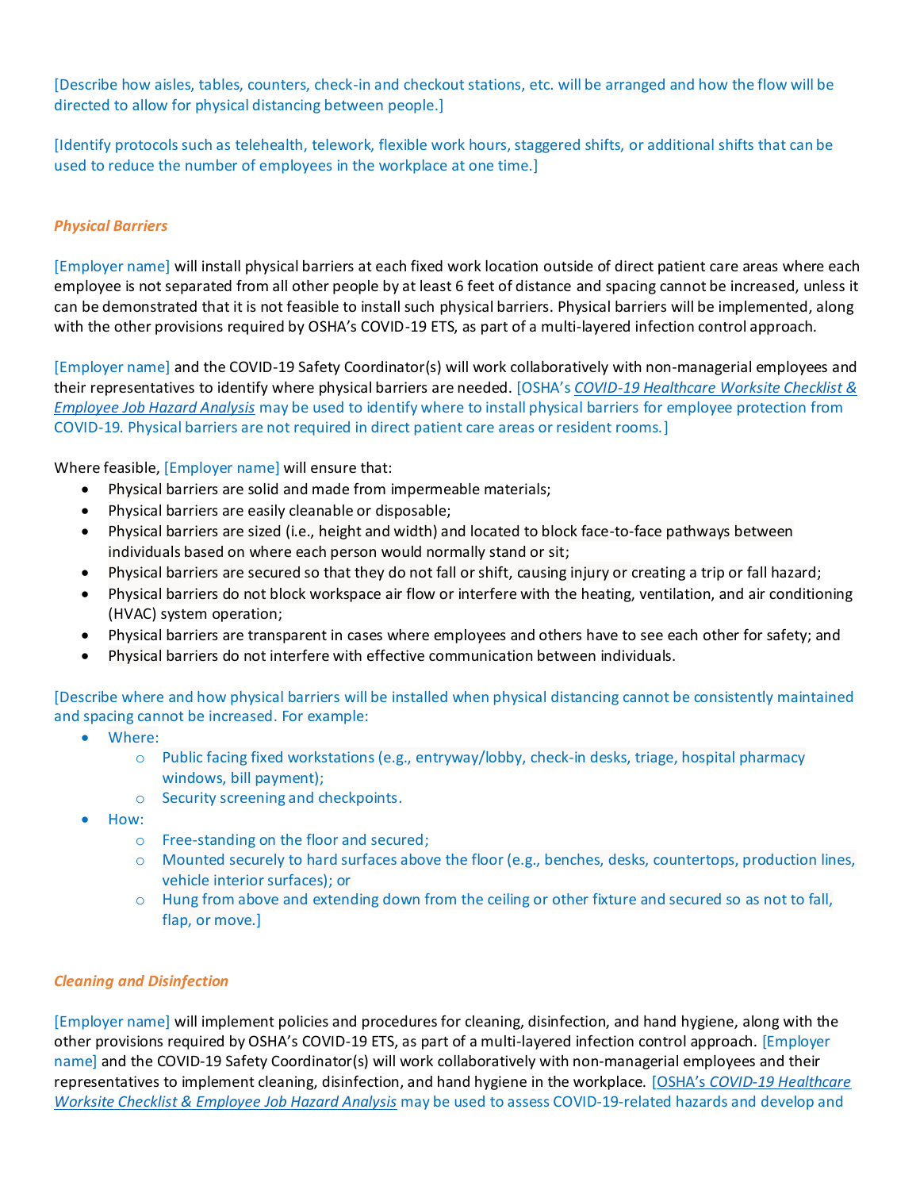[Describe how aisles, tables, counters, check-in and checkout stations, etc. will be arranged and how the flow will be directed to allow for physical distancing between people.]

[Identify protocols such as telehealth, telework, flexible work hours, staggered shifts, or additional shifts that can be used to reduce the number of employees in the workplace at one time.]

### *Physical Barriers*

[Employer name] will install physical barriers at each fixed work location outside of direct patient care areas where each employee is not separated from all other people by at least 6 feet of distance and spacing cannot be increased, unless it can be demonstrated that it is not feasible to install such physical barriers. Physical barriers will be implemented, along with the other provisions required by OSHA's COVID-19 ETS, as part of a multi-layered infection control approach.

[Employer name] and the COVID-19 Safety Coordinator(s) will work collaboratively with non-managerial employees and their representatives to identify where physical barriers are needed. [OSHA's *COVID-19 Healthcare Worksite Checklist & Employee Job Hazard Analysis* may be used to identify where to install physical barriers for employee protection from COVID-19. Physical barriers are not required in direct patient care areas or resident rooms.]

Where feasible, [Employer name] will ensure that:

- Physical barriers are solid and made from impermeable materials;
- Physical barriers are easily cleanable or disposable;
- Physical barriers are sized (i.e., height and width) and located to block face-to-face pathways between individuals based on where each person would normally stand or sit;
- Physical barriers are secured so that they do not fall or shift, causing injury or creating a trip or fall hazard;
- Physical barriers do not block workspace air flow or interfere with the heating, ventilation, and air conditioning (HVAC) system operation;
- Physical barriers are transparent in cases where employees and others have to see each other for safety; and
- Physical barriers do not interfere with effective communication between individuals.

[Describe where and how physical barriers will be installed when physical distancing cannot be consistently maintained and spacing cannot be increased. For example:

- Where:
  - Public facing fixed workstations (e.g., entryway/lobby, check-in desks, triage, hospital pharmacy windows, bill payment);
  - Security screening and checkpoints.
- How:
  - Free-standing on the floor and secured;
  - Mounted securely to hard surfaces above the floor (e.g., benches, desks, countertops, production lines, vehicle interior surfaces); or
  - Hung from above and extending down from the ceiling or other fixture and secured so as not to fall, flap, or move.]

### *Cleaning and Disinfection*

[Employer name] will implement policies and procedures for cleaning, disinfection, and hand hygiene, along with the other provisions required by OSHA's COVID-19 ETS, as part of a multi-layered infection control approach. [Employer name] and the COVID-19 Safety Coordinator(s) will work collaboratively with non-managerial employees and their representatives to implement cleaning, disinfection, and hand hygiene in the workplace. [OSHA's *COVID-19 Healthcare Worksite Checklist & Employee Job Hazard Analysis* may be used to assess COVID-19-related hazards and develop and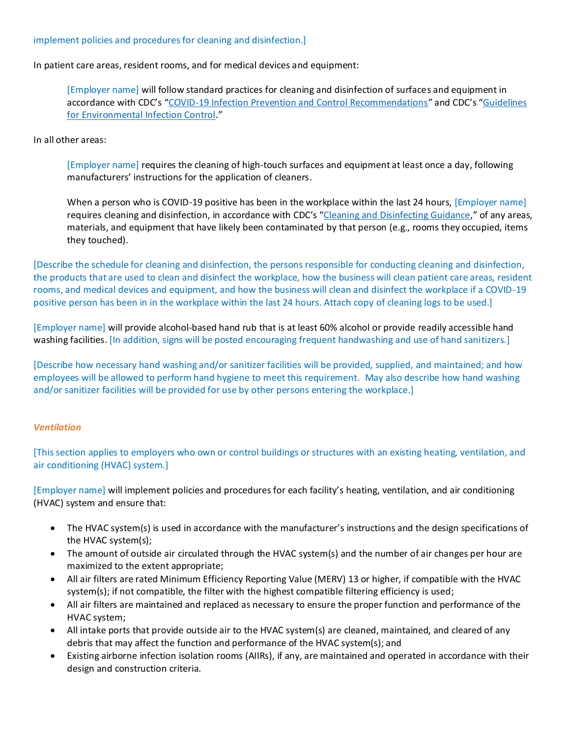implement policies and procedures for cleaning and disinfection.]

In patient care areas, resident rooms, and for medical devices and equipment:

> [Employer name] will follow standard practices for cleaning and disinfection of surfaces and equipment in accordance with CDC's "COVID-19 Infection Prevention and Control Recommendations" and CDC's "Guidelines for Environmental Infection Control."

In all other areas:

> [Employer name] requires the cleaning of high-touch surfaces and equipment at least once a day, following manufacturers' instructions for the application of cleaners.
>
> When a person who is COVID-19 positive has been in the workplace within the last 24 hours, [Employer name] requires cleaning and disinfection, in accordance with CDC's "Cleaning and Disinfecting Guidance," of any areas, materials, and equipment that have likely been contaminated by that person (e.g., rooms they occupied, items they touched).

[Describe the schedule for cleaning and disinfection, the persons responsible for conducting cleaning and disinfection, the products that are used to clean and disinfect the workplace, how the business will clean patient care areas, resident rooms, and medical devices and equipment, and how the business will clean and disinfect the workplace if a COVID-19 positive person has been in in the workplace within the last 24 hours. Attach copy of cleaning logs to be used.]

[Employer name] will provide alcohol-based hand rub that is at least 60% alcohol or provide readily accessible hand washing facilities. [In addition, signs will be posted encouraging frequent handwashing and use of hand sanitizers.]

[Describe how necessary hand washing and/or sanitizer facilities will be provided, supplied, and maintained; and how employees will be allowed to perform hand hygiene to meet this requirement. May also describe how hand washing and/or sanitizer facilities will be provided for use by other persons entering the workplace.]

***Ventilation***

[This section applies to employers who own or control buildings or structures with an existing heating, ventilation, and air conditioning (HVAC) system.]

[Employer name] will implement policies and procedures for each facility's heating, ventilation, and air conditioning (HVAC) system and ensure that:

- The HVAC system(s) is used in accordance with the manufacturer's instructions and the design specifications of the HVAC system(s);
- The amount of outside air circulated through the HVAC system(s) and the number of air changes per hour are maximized to the extent appropriate;
- All air filters are rated Minimum Efficiency Reporting Value (MERV) 13 or higher, if compatible with the HVAC system(s); if not compatible, the filter with the highest compatible filtering efficiency is used;
- All air filters are maintained and replaced as necessary to ensure the proper function and performance of the HVAC system;
- All intake ports that provide outside air to the HVAC system(s) are cleaned, maintained, and cleared of any debris that may affect the function and performance of the HVAC system(s); and
- Existing airborne infection isolation rooms (AIIRs), if any, are maintained and operated in accordance with their design and construction criteria.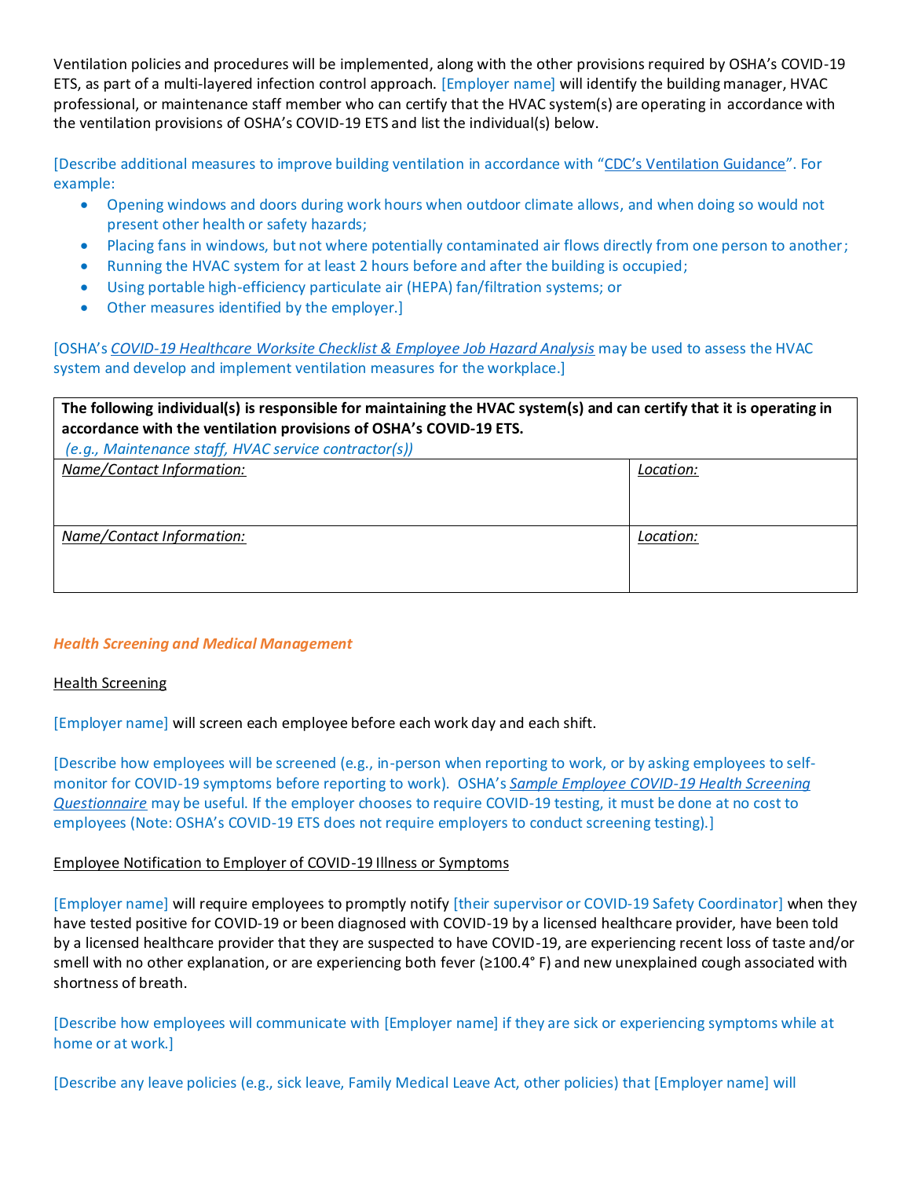Ventilation policies and procedures will be implemented, along with the other provisions required by OSHA's COVID-19 ETS, as part of a multi-layered infection control approach. [Employer name] will identify the building manager, HVAC professional, or maintenance staff member who can certify that the HVAC system(s) are operating in accordance with the ventilation provisions of OSHA's COVID-19 ETS and list the individual(s) below.

[Describe additional measures to improve building ventilation in accordance with "CDC's Ventilation Guidance". For example:

- Opening windows and doors during work hours when outdoor climate allows, and when doing so would not present other health or safety hazards;
- Placing fans in windows, but not where potentially contaminated air flows directly from one person to another;
- Running the HVAC system for at least 2 hours before and after the building is occupied;
- Using portable high-efficiency particulate air (HEPA) fan/filtration systems; or
- Other measures identified by the employer.]

[OSHA's *COVID-19 Healthcare Worksite Checklist & Employee Job Hazard Analysis* may be used to assess the HVAC system and develop and implement ventilation measures for the workplace.]

| **The following individual(s) is responsible for maintaining the HVAC system(s) and can certify that it is operating in accordance with the ventilation provisions of OSHA's COVID-19 ETS.** *(e.g., Maintenance staff, HVAC service contractor(s))* | |
|---|---|
| *Name/Contact Information:* | *Location:* |
| *Name/Contact Information:* | *Location:* |

### *Health Screening and Medical Management*

Health Screening

[Employer name] will screen each employee before each work day and each shift.

[Describe how employees will be screened (e.g., in-person when reporting to work, or by asking employees to self-monitor for COVID-19 symptoms before reporting to work). OSHA's *Sample Employee COVID-19 Health Screening Questionnaire* may be useful. If the employer chooses to require COVID-19 testing, it must be done at no cost to employees (Note: OSHA's COVID-19 ETS does not require employers to conduct screening testing).]

Employee Notification to Employer of COVID-19 Illness or Symptoms

[Employer name] will require employees to promptly notify [their supervisor or COVID-19 Safety Coordinator] when they have tested positive for COVID-19 or been diagnosed with COVID-19 by a licensed healthcare provider, have been told by a licensed healthcare provider that they are suspected to have COVID-19, are experiencing recent loss of taste and/or smell with no other explanation, or are experiencing both fever (≥100.4° F) and new unexplained cough associated with shortness of breath.

[Describe how employees will communicate with [Employer name] if they are sick or experiencing symptoms while at home or at work.]

[Describe any leave policies (e.g., sick leave, Family Medical Leave Act, other policies) that [Employer name] will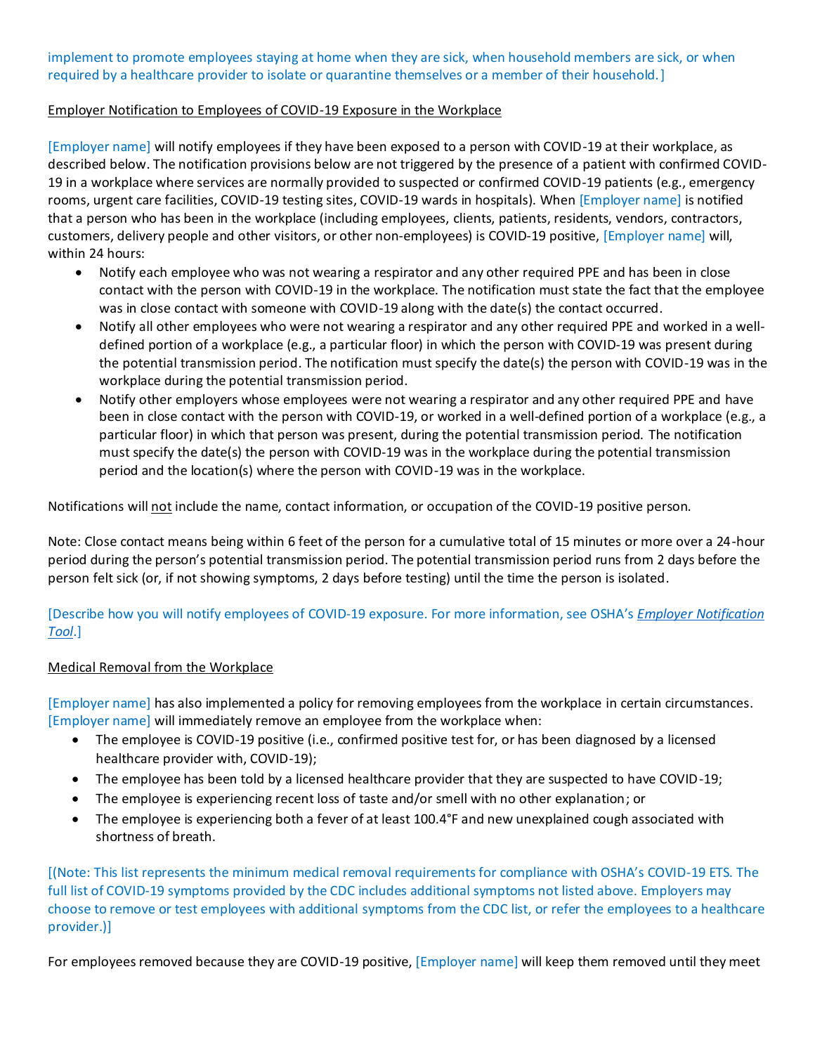implement to promote employees staying at home when they are sick, when household members are sick, or when required by a healthcare provider to isolate or quarantine themselves or a member of their household.]

Employer Notification to Employees of COVID-19 Exposure in the Workplace

[Employer name] will notify employees if they have been exposed to a person with COVID-19 at their workplace, as described below. The notification provisions below are not triggered by the presence of a patient with confirmed COVID-19 in a workplace where services are normally provided to suspected or confirmed COVID-19 patients (e.g., emergency rooms, urgent care facilities, COVID-19 testing sites, COVID-19 wards in hospitals). When [Employer name] is notified that a person who has been in the workplace (including employees, clients, patients, residents, vendors, contractors, customers, delivery people and other visitors, or other non-employees) is COVID-19 positive, [Employer name] will, within 24 hours:

- Notify each employee who was not wearing a respirator and any other required PPE and has been in close contact with the person with COVID-19 in the workplace. The notification must state the fact that the employee was in close contact with someone with COVID-19 along with the date(s) the contact occurred.
- Notify all other employees who were not wearing a respirator and any other required PPE and worked in a well-defined portion of a workplace (e.g., a particular floor) in which the person with COVID-19 was present during the potential transmission period. The notification must specify the date(s) the person with COVID-19 was in the workplace during the potential transmission period.
- Notify other employers whose employees were not wearing a respirator and any other required PPE and have been in close contact with the person with COVID-19, or worked in a well-defined portion of a workplace (e.g., a particular floor) in which that person was present, during the potential transmission period. The notification must specify the date(s) the person with COVID-19 was in the workplace during the potential transmission period and the location(s) where the person with COVID-19 was in the workplace.

Notifications will not include the name, contact information, or occupation of the COVID-19 positive person.

Note: Close contact means being within 6 feet of the person for a cumulative total of 15 minutes or more over a 24-hour period during the person's potential transmission period. The potential transmission period runs from 2 days before the person felt sick (or, if not showing symptoms, 2 days before testing) until the time the person is isolated.

[Describe how you will notify employees of COVID-19 exposure. For more information, see OSHA's *Employer Notification Tool*.]

Medical Removal from the Workplace

[Employer name] has also implemented a policy for removing employees from the workplace in certain circumstances. [Employer name] will immediately remove an employee from the workplace when:

- The employee is COVID-19 positive (i.e., confirmed positive test for, or has been diagnosed by a licensed healthcare provider with, COVID-19);
- The employee has been told by a licensed healthcare provider that they are suspected to have COVID-19;
- The employee is experiencing recent loss of taste and/or smell with no other explanation; or
- The employee is experiencing both a fever of at least 100.4°F and new unexplained cough associated with shortness of breath.

[(Note: This list represents the minimum medical removal requirements for compliance with OSHA's COVID-19 ETS. The full list of COVID-19 symptoms provided by the CDC includes additional symptoms not listed above. Employers may choose to remove or test employees with additional symptoms from the CDC list, or refer the employees to a healthcare provider.)]

For employees removed because they are COVID-19 positive, [Employer name] will keep them removed until they meet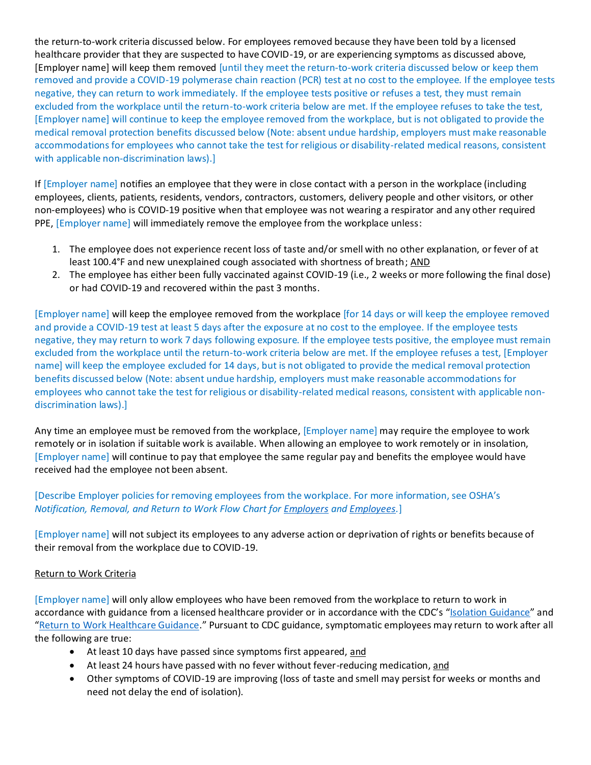the return-to-work criteria discussed below. For employees removed because they have been told by a licensed healthcare provider that they are suspected to have COVID-19, or are experiencing symptoms as discussed above, [Employer name] will keep them removed [until they meet the return-to-work criteria discussed below or keep them removed and provide a COVID-19 polymerase chain reaction (PCR) test at no cost to the employee. If the employee tests negative, they can return to work immediately. If the employee tests positive or refuses a test, they must remain excluded from the workplace until the return-to-work criteria below are met. If the employee refuses to take the test, [Employer name] will continue to keep the employee removed from the workplace, but is not obligated to provide the medical removal protection benefits discussed below (Note: absent undue hardship, employers must make reasonable accommodations for employees who cannot take the test for religious or disability-related medical reasons, consistent with applicable non-discrimination laws).]

If [Employer name] notifies an employee that they were in close contact with a person in the workplace (including employees, clients, patients, residents, vendors, contractors, customers, delivery people and other visitors, or other non-employees) who is COVID-19 positive when that employee was not wearing a respirator and any other required PPE, [Employer name] will immediately remove the employee from the workplace unless:

1. The employee does not experience recent loss of taste and/or smell with no other explanation, or fever of at least 100.4°F and new unexplained cough associated with shortness of breath; AND
2. The employee has either been fully vaccinated against COVID-19 (i.e., 2 weeks or more following the final dose) or had COVID-19 and recovered within the past 3 months.

[Employer name] will keep the employee removed from the workplace [for 14 days or will keep the employee removed and provide a COVID-19 test at least 5 days after the exposure at no cost to the employee. If the employee tests negative, they may return to work 7 days following exposure. If the employee tests positive, the employee must remain excluded from the workplace until the return-to-work criteria below are met. If the employee refuses a test, [Employer name] will keep the employee excluded for 14 days, but is not obligated to provide the medical removal protection benefits discussed below (Note: absent undue hardship, employers must make reasonable accommodations for employees who cannot take the test for religious or disability-related medical reasons, consistent with applicable non-discrimination laws).]

Any time an employee must be removed from the workplace, [Employer name] may require the employee to work remotely or in isolation if suitable work is available. When allowing an employee to work remotely or in insolation, [Employer name] will continue to pay that employee the same regular pay and benefits the employee would have received had the employee not been absent.

[Describe Employer policies for removing employees from the workplace. For more information, see OSHA's *Notification, Removal, and Return to Work Flow Chart for Employers and Employees.*]

[Employer name] will not subject its employees to any adverse action or deprivation of rights or benefits because of their removal from the workplace due to COVID-19.

Return to Work Criteria

[Employer name] will only allow employees who have been removed from the workplace to return to work in accordance with guidance from a licensed healthcare provider or in accordance with the CDC's "Isolation Guidance" and "Return to Work Healthcare Guidance." Pursuant to CDC guidance, symptomatic employees may return to work after all the following are true:

- At least 10 days have passed since symptoms first appeared, and
- At least 24 hours have passed with no fever without fever-reducing medication, and
- Other symptoms of COVID-19 are improving (loss of taste and smell may persist for weeks or months and need not delay the end of isolation).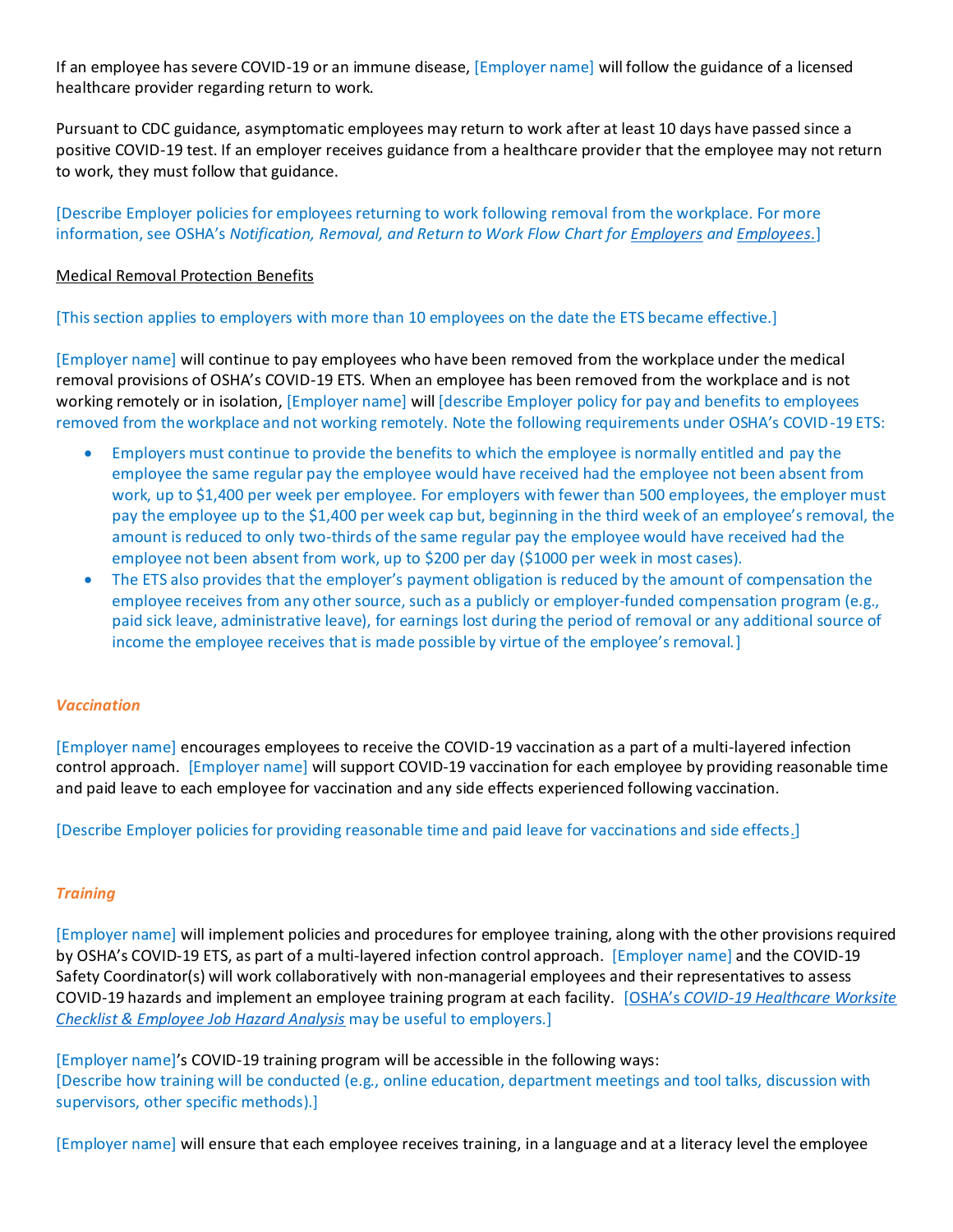If an employee has severe COVID-19 or an immune disease, [Employer name] will follow the guidance of a licensed healthcare provider regarding return to work.

Pursuant to CDC guidance, asymptomatic employees may return to work after at least 10 days have passed since a positive COVID-19 test. If an employer receives guidance from a healthcare provider that the employee may not return to work, they must follow that guidance.

[Describe Employer policies for employees returning to work following removal from the workplace. For more information, see OSHA's *Notification, Removal, and Return to Work Flow Chart for Employers and Employees.*]

Medical Removal Protection Benefits

[This section applies to employers with more than 10 employees on the date the ETS became effective.]

[Employer name] will continue to pay employees who have been removed from the workplace under the medical removal provisions of OSHA's COVID-19 ETS. When an employee has been removed from the workplace and is not working remotely or in isolation, [Employer name] will [describe Employer policy for pay and benefits to employees removed from the workplace and not working remotely. Note the following requirements under OSHA's COVID-19 ETS:

- Employers must continue to provide the benefits to which the employee is normally entitled and pay the employee the same regular pay the employee would have received had the employee not been absent from work, up to $1,400 per week per employee. For employers with fewer than 500 employees, the employer must pay the employee up to the $1,400 per week cap but, beginning in the third week of an employee's removal, the amount is reduced to only two-thirds of the same regular pay the employee would have received had the employee not been absent from work, up to $200 per day ($1000 per week in most cases).
- The ETS also provides that the employer's payment obligation is reduced by the amount of compensation the employee receives from any other source, such as a publicly or employer-funded compensation program (e.g., paid sick leave, administrative leave), for earnings lost during the period of removal or any additional source of income the employee receives that is made possible by virtue of the employee's removal.]

### *Vaccination*

[Employer name] encourages employees to receive the COVID-19 vaccination as a part of a multi-layered infection control approach. [Employer name] will support COVID-19 vaccination for each employee by providing reasonable time and paid leave to each employee for vaccination and any side effects experienced following vaccination.

[Describe Employer policies for providing reasonable time and paid leave for vaccinations and side effects.]

### *Training*

[Employer name] will implement policies and procedures for employee training, along with the other provisions required by OSHA's COVID-19 ETS, as part of a multi-layered infection control approach. [Employer name] and the COVID-19 Safety Coordinator(s) will work collaboratively with non-managerial employees and their representatives to assess COVID-19 hazards and implement an employee training program at each facility. [OSHA's *COVID-19 Healthcare Worksite Checklist & Employee Job Hazard Analysis* may be useful to employers.]

[Employer name]'s COVID-19 training program will be accessible in the following ways:
[Describe how training will be conducted (e.g., online education, department meetings and tool talks, discussion with supervisors, other specific methods).]

[Employer name] will ensure that each employee receives training, in a language and at a literacy level the employee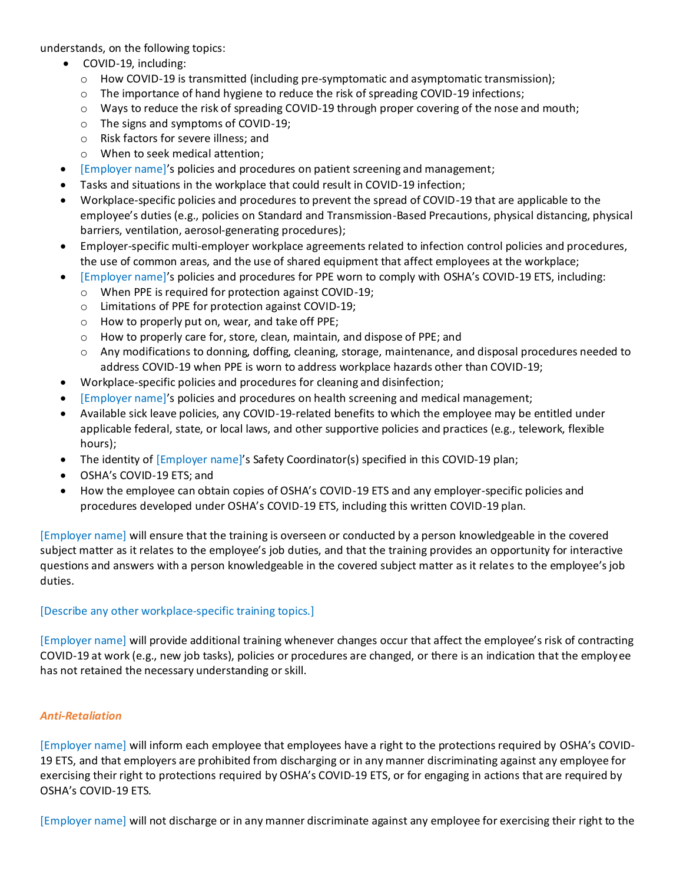understands, on the following topics:

- COVID-19, including:
  - How COVID-19 is transmitted (including pre-symptomatic and asymptomatic transmission);
  - The importance of hand hygiene to reduce the risk of spreading COVID-19 infections;
  - Ways to reduce the risk of spreading COVID-19 through proper covering of the nose and mouth;
  - The signs and symptoms of COVID-19;
  - Risk factors for severe illness; and
  - When to seek medical attention;
- [Employer name]'s policies and procedures on patient screening and management;
- Tasks and situations in the workplace that could result in COVID-19 infection;
- Workplace-specific policies and procedures to prevent the spread of COVID-19 that are applicable to the employee's duties (e.g., policies on Standard and Transmission-Based Precautions, physical distancing, physical barriers, ventilation, aerosol-generating procedures);
- Employer-specific multi-employer workplace agreements related to infection control policies and procedures, the use of common areas, and the use of shared equipment that affect employees at the workplace;
- [Employer name]'s policies and procedures for PPE worn to comply with OSHA's COVID-19 ETS, including:
  - When PPE is required for protection against COVID-19;
  - Limitations of PPE for protection against COVID-19;
  - How to properly put on, wear, and take off PPE;
  - How to properly care for, store, clean, maintain, and dispose of PPE; and
  - Any modifications to donning, doffing, cleaning, storage, maintenance, and disposal procedures needed to address COVID-19 when PPE is worn to address workplace hazards other than COVID-19;
- Workplace-specific policies and procedures for cleaning and disinfection;
- [Employer name]'s policies and procedures on health screening and medical management;
- Available sick leave policies, any COVID-19-related benefits to which the employee may be entitled under applicable federal, state, or local laws, and other supportive policies and practices (e.g., telework, flexible hours);
- The identity of [Employer name]'s Safety Coordinator(s) specified in this COVID-19 plan;
- OSHA's COVID-19 ETS; and
- How the employee can obtain copies of OSHA's COVID-19 ETS and any employer-specific policies and procedures developed under OSHA's COVID-19 ETS, including this written COVID-19 plan.

[Employer name] will ensure that the training is overseen or conducted by a person knowledgeable in the covered subject matter as it relates to the employee's job duties, and that the training provides an opportunity for interactive questions and answers with a person knowledgeable in the covered subject matter as it relates to the employee's job duties.

[Describe any other workplace-specific training topics.]

[Employer name] will provide additional training whenever changes occur that affect the employee's risk of contracting COVID-19 at work (e.g., new job tasks), policies or procedures are changed, or there is an indication that the employee has not retained the necessary understanding or skill.

***Anti-Retaliation***

[Employer name] will inform each employee that employees have a right to the protections required by OSHA's COVID-19 ETS, and that employers are prohibited from discharging or in any manner discriminating against any employee for exercising their right to protections required by OSHA's COVID-19 ETS, or for engaging in actions that are required by OSHA's COVID-19 ETS.

[Employer name] will not discharge or in any manner discriminate against any employee for exercising their right to the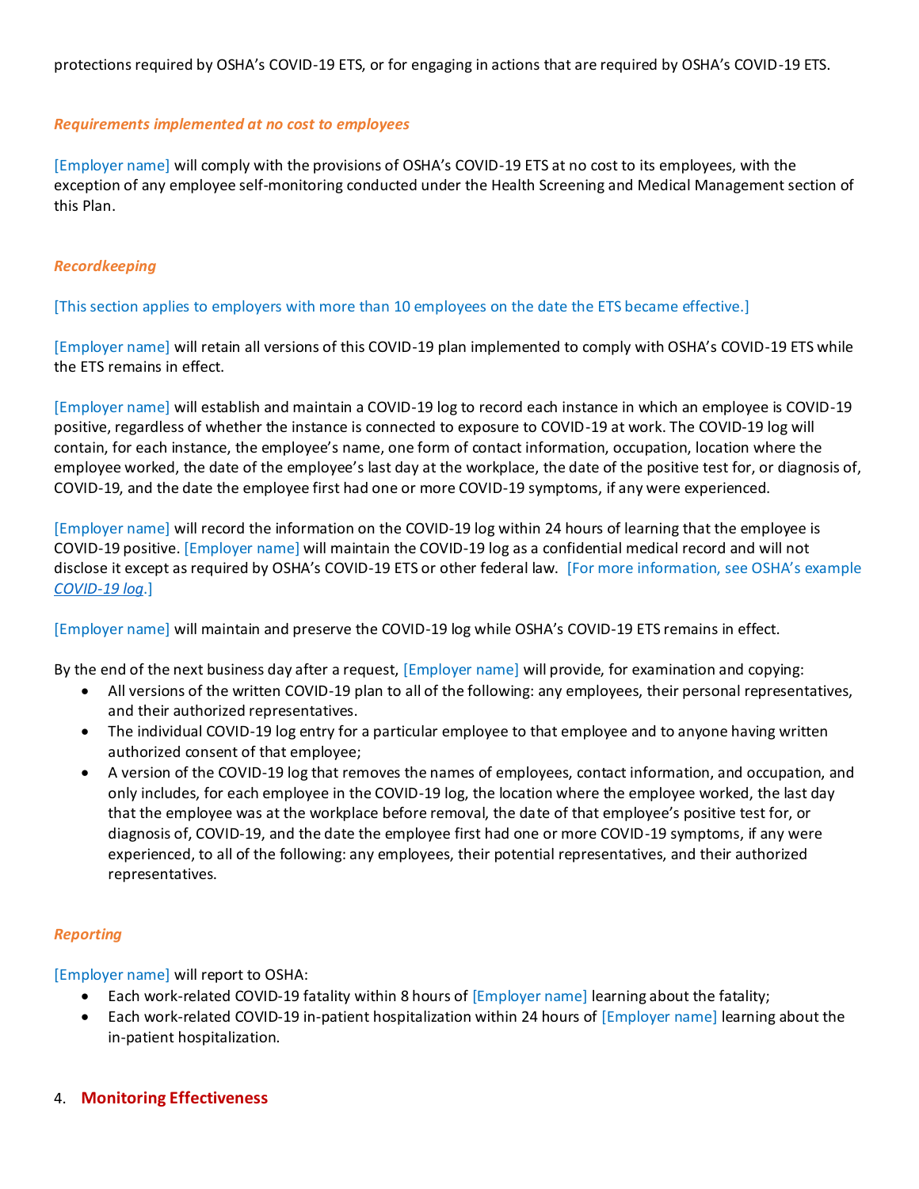protections required by OSHA's COVID-19 ETS, or for engaging in actions that are required by OSHA's COVID-19 ETS.

***Requirements implemented at no cost to employees***

[Employer name] will comply with the provisions of OSHA's COVID-19 ETS at no cost to its employees, with the exception of any employee self-monitoring conducted under the Health Screening and Medical Management section of this Plan.

***Recordkeeping***

[This section applies to employers with more than 10 employees on the date the ETS became effective.]

[Employer name] will retain all versions of this COVID-19 plan implemented to comply with OSHA's COVID-19 ETS while the ETS remains in effect.

[Employer name] will establish and maintain a COVID-19 log to record each instance in which an employee is COVID-19 positive, regardless of whether the instance is connected to exposure to COVID-19 at work. The COVID-19 log will contain, for each instance, the employee's name, one form of contact information, occupation, location where the employee worked, the date of the employee's last day at the workplace, the date of the positive test for, or diagnosis of, COVID-19, and the date the employee first had one or more COVID-19 symptoms, if any were experienced.

[Employer name] will record the information on the COVID-19 log within 24 hours of learning that the employee is COVID-19 positive. [Employer name] will maintain the COVID-19 log as a confidential medical record and will not disclose it except as required by OSHA's COVID-19 ETS or other federal law. [For more information, see OSHA's example *COVID-19 log*.]

[Employer name] will maintain and preserve the COVID-19 log while OSHA's COVID-19 ETS remains in effect.

By the end of the next business day after a request, [Employer name] will provide, for examination and copying:

- All versions of the written COVID-19 plan to all of the following: any employees, their personal representatives, and their authorized representatives.
- The individual COVID-19 log entry for a particular employee to that employee and to anyone having written authorized consent of that employee;
- A version of the COVID-19 log that removes the names of employees, contact information, and occupation, and only includes, for each employee in the COVID-19 log, the location where the employee worked, the last day that the employee was at the workplace before removal, the date of that employee's positive test for, or diagnosis of, COVID-19, and the date the employee first had one or more COVID-19 symptoms, if any were experienced, to all of the following: any employees, their potential representatives, and their authorized representatives.

***Reporting***

[Employer name] will report to OSHA:

- Each work-related COVID-19 fatality within 8 hours of [Employer name] learning about the fatality;
- Each work-related COVID-19 in-patient hospitalization within 24 hours of [Employer name] learning about the in-patient hospitalization.

## 4. Monitoring Effectiveness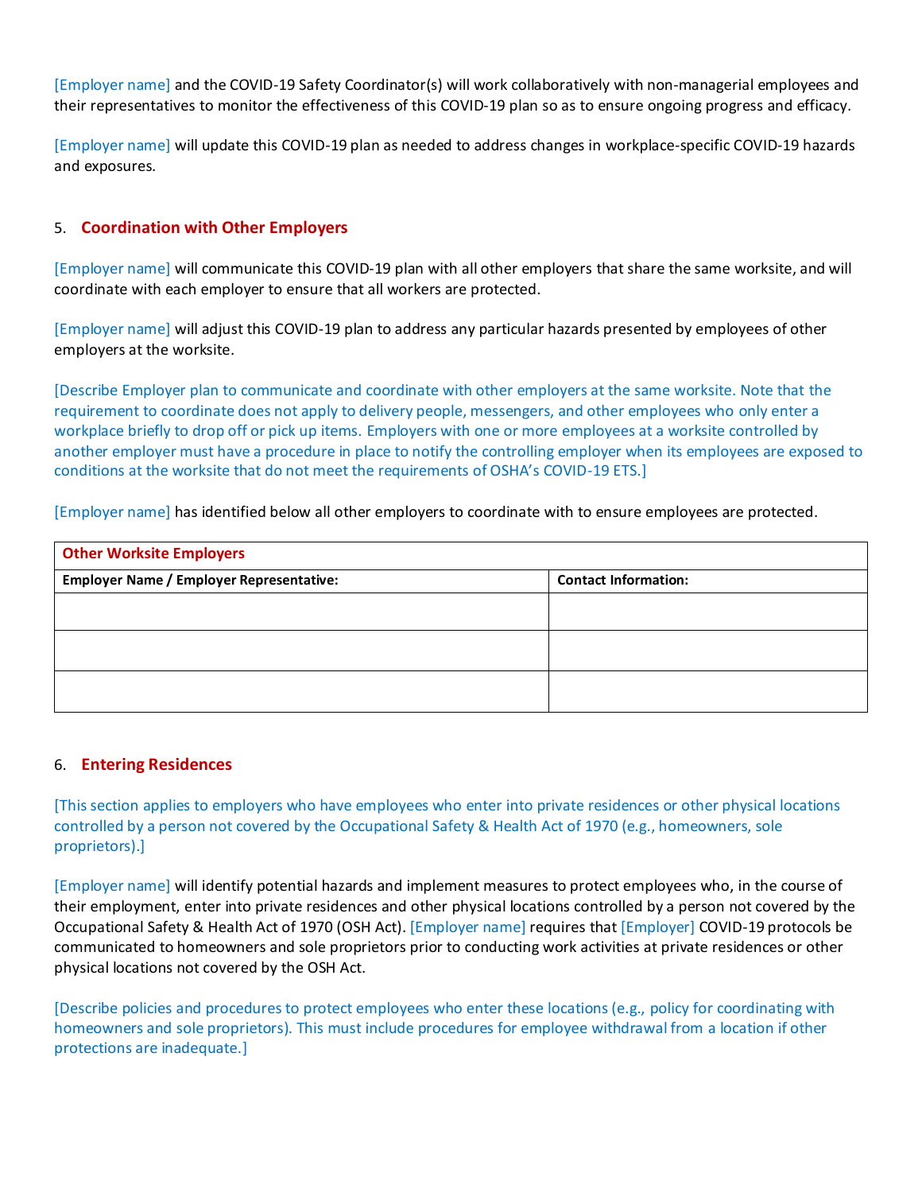[Employer name] and the COVID-19 Safety Coordinator(s) will work collaboratively with non-managerial employees and their representatives to monitor the effectiveness of this COVID-19 plan so as to ensure ongoing progress and efficacy.

[Employer name] will update this COVID-19 plan as needed to address changes in workplace-specific COVID-19 hazards and exposures.

## 5. Coordination with Other Employers

[Employer name] will communicate this COVID-19 plan with all other employers that share the same worksite, and will coordinate with each employer to ensure that all workers are protected.

[Employer name] will adjust this COVID-19 plan to address any particular hazards presented by employees of other employers at the worksite.

[Describe Employer plan to communicate and coordinate with other employers at the same worksite. Note that the requirement to coordinate does not apply to delivery people, messengers, and other employees who only enter a workplace briefly to drop off or pick up items. Employers with one or more employees at a worksite controlled by another employer must have a procedure in place to notify the controlling employer when its employees are exposed to conditions at the worksite that do not meet the requirements of OSHA's COVID-19 ETS.]

[Employer name] has identified below all other employers to coordinate with to ensure employees are protected.

| Other Worksite Employers | |
|---|---|
| **Employer Name / Employer Representative:** | **Contact Information:** |
| | |
| | |
| | |

## 6. Entering Residences

[This section applies to employers who have employees who enter into private residences or other physical locations controlled by a person not covered by the Occupational Safety & Health Act of 1970 (e.g., homeowners, sole proprietors).]

[Employer name] will identify potential hazards and implement measures to protect employees who, in the course of their employment, enter into private residences and other physical locations controlled by a person not covered by the Occupational Safety & Health Act of 1970 (OSH Act). [Employer name] requires that [Employer] COVID-19 protocols be communicated to homeowners and sole proprietors prior to conducting work activities at private residences or other physical locations not covered by the OSH Act.

[Describe policies and procedures to protect employees who enter these locations (e.g., policy for coordinating with homeowners and sole proprietors). This must include procedures for employee withdrawal from a location if other protections are inadequate.]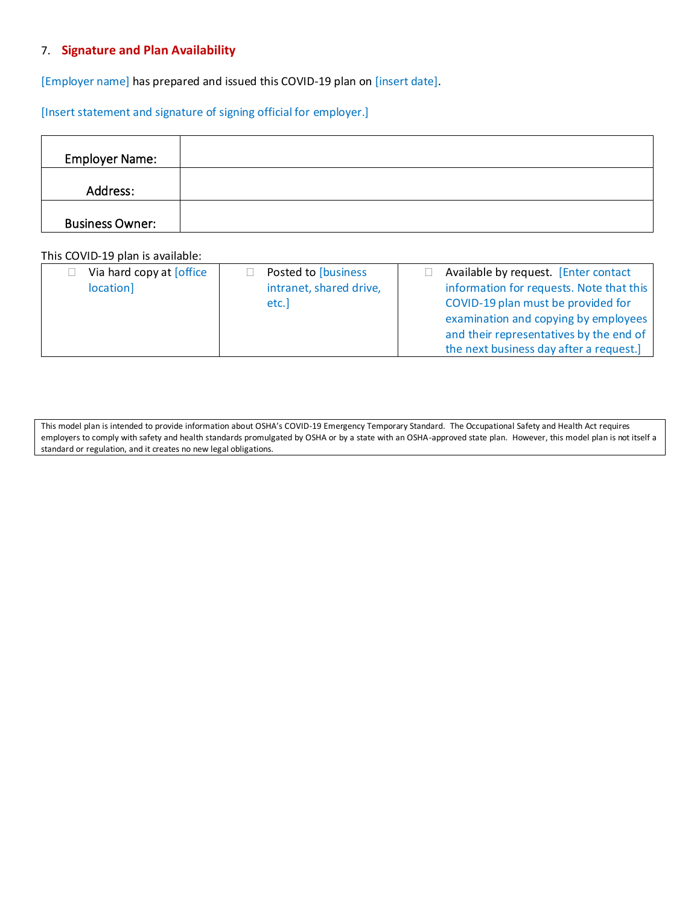## 7. **Signature and Plan Availability**

[Employer name] has prepared and issued this COVID-19 plan on [insert date].

[Insert statement and signature of signing official for employer.]

| | |
|---|---|
| Employer Name: | |
| Address: | |
| Business Owner: | |

This COVID-19 plan is available:

| | | |
|---|---|---|
| ☐ Via hard copy at [office location] | ☐ Posted to [business intranet, shared drive, etc.] | ☐ Available by request. [Enter contact information for requests. Note that this COVID-19 plan must be provided for examination and copying by employees and their representatives by the end of the next business day after a request.] |

This model plan is intended to provide information about OSHA's COVID-19 Emergency Temporary Standard. The Occupational Safety and Health Act requires employers to comply with safety and health standards promulgated by OSHA or by a state with an OSHA-approved state plan. However, this model plan is not itself a standard or regulation, and it creates no new legal obligations.